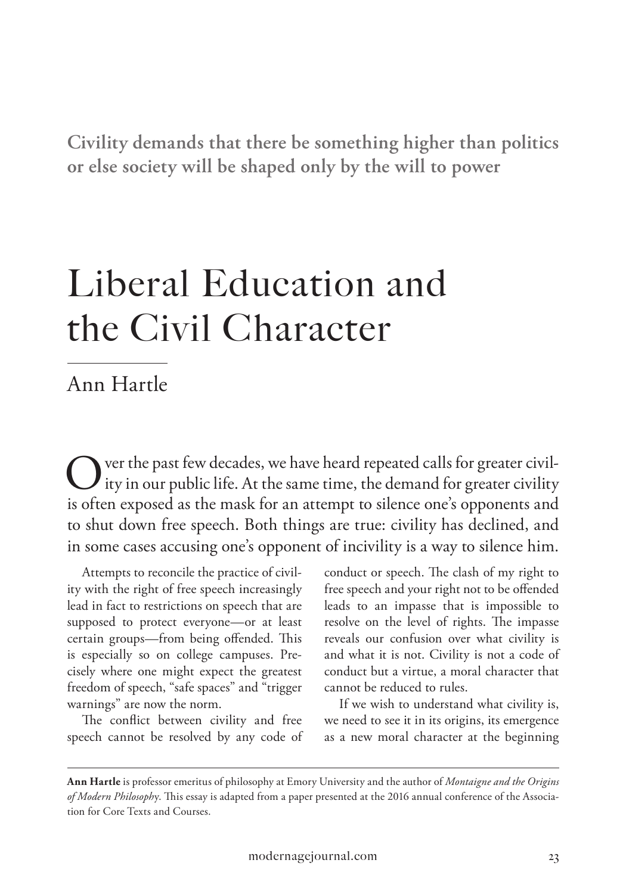**Civility demands that there be something higher than politics or else society will be shaped only by the will to power**

# Liberal Education and the Civil Character

## Ann Hartle

Over the past few decades, we have heard repeated calls for greater civility in our public life. At the same time, the demand for greater civility is often exposed as the mask for an attempt to silence one's opponents and to shut down free speech. Both things are true: civility has declined, and in some cases accusing one's opponent of incivility is a way to silence him.

Attempts to reconcile the practice of civility with the right of free speech increasingly lead in fact to restrictions on speech that are supposed to protect everyone—or at least certain groups—from being offended. This is especially so on college campuses. Precisely where one might expect the greatest freedom of speech, "safe spaces" and "trigger warnings" are now the norm.

The conflict between civility and free speech cannot be resolved by any code of conduct or speech. The clash of my right to free speech and your right not to be offended leads to an impasse that is impossible to resolve on the level of rights. The impasse reveals our confusion over what civility is and what it is not. Civility is not a code of conduct but a virtue, a moral character that cannot be reduced to rules.

If we wish to understand what civility is, we need to see it in its origins, its emergence as a new moral character at the beginning

---

**Ann Hartle** is professor emeritus of philosophy at Emory University and the author of *Montaigne and the Origins of Modern Philosophy*. This essay is adapted from a paper presented at the 2016 annual conference of the Association for Core Texts and Courses.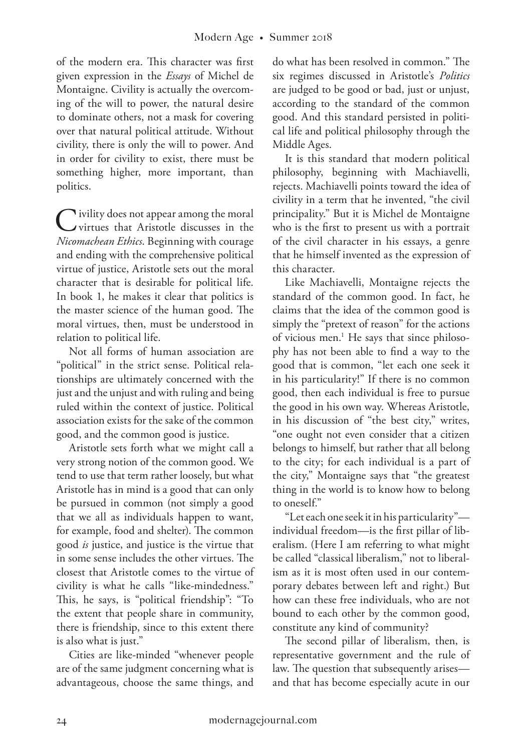of the modern era. This character was first given expression in the *Essays* of Michel de Montaigne. Civility is actually the overcoming of the will to power, the natural desire to dominate others, not a mask for covering over that natural political attitude. Without civility, there is only the will to power. And in order for civility to exist, there must be something higher, more important, than politics.

Civility does not appear among the moral virtues that Aristotle discusses in the *Nicomachean Ethics*. Beginning with courage and ending with the comprehensive political virtue of justice, Aristotle sets out the moral character that is desirable for political life. In book 1, he makes it clear that politics is the master science of the human good. The moral virtues, then, must be understood in relation to political life.

Not all forms of human association are "political" in the strict sense. Political relationships are ultimately concerned with the just and the unjust and with ruling and being ruled within the context of justice. Political association exists for the sake of the common good, and the common good is justice.

Aristotle sets forth what we might call a very strong notion of the common good. We tend to use that term rather loosely, but what Aristotle has in mind is a good that can only be pursued in common (not simply a good that we all as individuals happen to want, for example, food and shelter). The common good *is* justice, and justice is the virtue that in some sense includes the other virtues. The closest that Aristotle comes to the virtue of civility is what he calls "like-mindedness." This, he says, is "political friendship": "To the extent that people share in community, there is friendship, since to this extent there is also what is just."

Cities are like-minded "whenever people are of the same judgment concerning what is advantageous, choose the same things, and do what has been resolved in common." The six regimes discussed in Aristotle's *Politics* are judged to be good or bad, just or unjust, according to the standard of the common good. And this standard persisted in political life and political philosophy through the Middle Ages.

It is this standard that modern political philosophy, beginning with Machiavelli, rejects. Machiavelli points toward the idea of civility in a term that he invented, "the civil principality." But it is Michel de Montaigne who is the first to present us with a portrait of the civil character in his essays, a genre that he himself invented as the expression of this character.

Like Machiavelli, Montaigne rejects the standard of the common good. In fact, he claims that the idea of the common good is simply the "pretext of reason" for the actions of vicious men.[1] He says that since philosophy has not been able to find a way to the good that is common, "let each one seek it in his particularity!" If there is no common good, then each individual is free to pursue the good in his own way. Whereas Aristotle, in his discussion of "the best city," writes, "one ought not even consider that a citizen belongs to himself, but rather that all belong to the city; for each individual is a part of the city," Montaigne says that "the greatest thing in the world is to know how to belong to oneself."

"Let each one seek it in his particularity"—individual freedom—is the first pillar of liberalism. (Here I am referring to what might be called "classical liberalism," not to liberalism as it is most often used in our contemporary debates between left and right.) But how can these free individuals, who are not bound to each other by the common good, constitute any kind of community?

The second pillar of liberalism, then, is representative government and the rule of law. The question that subsequently arises—and that has become especially acute in our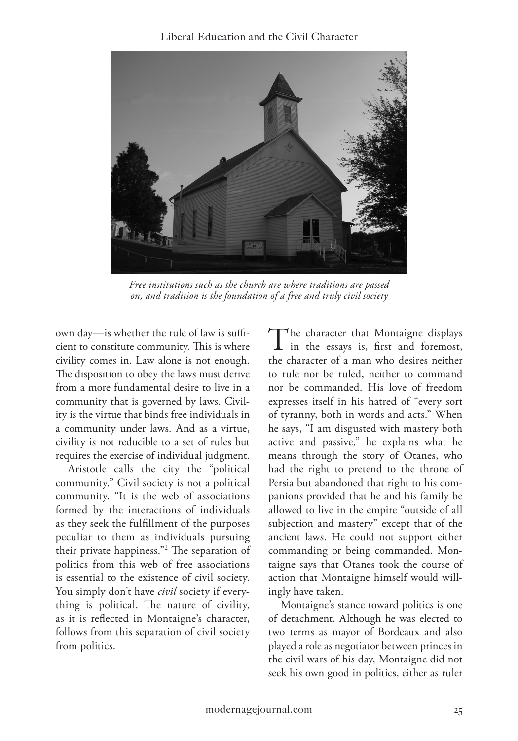*Free institutions such as the church are where traditions are passed on, and tradition is the foundation of a free and truly civil society*

own day—is whether the rule of law is sufficient to constitute community. This is where civility comes in. Law alone is not enough. The disposition to obey the laws must derive from a more fundamental desire to live in a community that is governed by laws. Civility is the virtue that binds free individuals in a community under laws. And as a virtue, civility is not reducible to a set of rules but requires the exercise of individual judgment.

Aristotle calls the city the "political community." Civil society is not a political community. "It is the web of associations formed by the interactions of individuals as they seek the fulfillment of the purposes peculiar to them as individuals pursuing their private happiness."[2] The separation of politics from this web of free associations is essential to the existence of civil society. You simply don't have *civil* society if everything is political. The nature of civility, as it is reflected in Montaigne's character, follows from this separation of civil society from politics.

The character that Montaigne displays in the essays is, first and foremost, the character of a man who desires neither to rule nor be ruled, neither to command nor be commanded. His love of freedom expresses itself in his hatred of "every sort of tyranny, both in words and acts." When he says, "I am disgusted with mastery both active and passive," he explains what he means through the story of Otanes, who had the right to pretend to the throne of Persia but abandoned that right to his companions provided that he and his family be allowed to live in the empire "outside of all subjection and mastery" except that of the ancient laws. He could not support either commanding or being commanded. Montaigne says that Otanes took the course of action that Montaigne himself would willingly have taken.

Montaigne's stance toward politics is one of detachment. Although he was elected to two terms as mayor of Bordeaux and also played a role as negotiator between princes in the civil wars of his day, Montaigne did not seek his own good in politics, either as ruler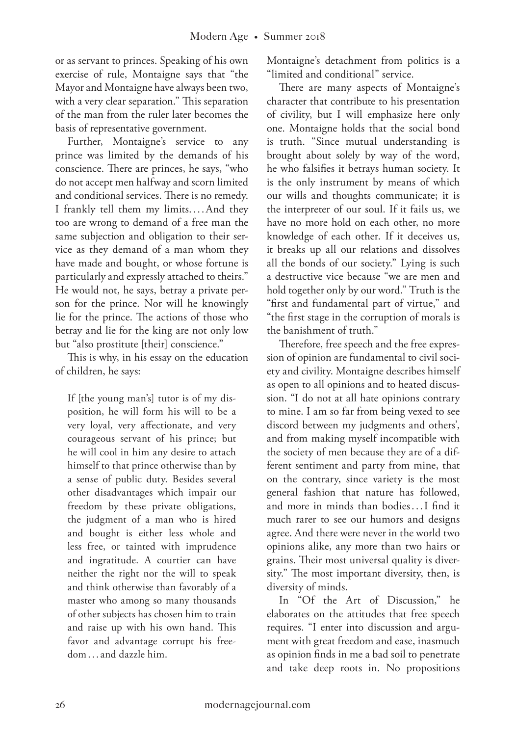or as servant to princes. Speaking of his own exercise of rule, Montaigne says that "the Mayor and Montaigne have always been two, with a very clear separation." This separation of the man from the ruler later becomes the basis of representative government.

Further, Montaigne's service to any prince was limited by the demands of his conscience. There are princes, he says, "who do not accept men halfway and scorn limited and conditional services. There is no remedy. I frankly tell them my limits.... And they too are wrong to demand of a free man the same subjection and obligation to their service as they demand of a man whom they have made and bought, or whose fortune is particularly and expressly attached to theirs." He would not, he says, betray a private person for the prince. Nor will he knowingly lie for the prince. The actions of those who betray and lie for the king are not only low but "also prostitute [their] conscience."

This is why, in his essay on the education of children, he says:

> If [the young man's] tutor is of my disposition, he will form his will to be a very loyal, very affectionate, and very courageous servant of his prince; but he will cool in him any desire to attach himself to that prince otherwise than by a sense of public duty. Besides several other disadvantages which impair our freedom by these private obligations, the judgment of a man who is hired and bought is either less whole and less free, or tainted with imprudence and ingratitude. A courtier can have neither the right nor the will to speak and think otherwise than favorably of a master who among so many thousands of other subjects has chosen him to train and raise up with his own hand. This favor and advantage corrupt his freedom... and dazzle him.

Montaigne's detachment from politics is a "limited and conditional" service.

There are many aspects of Montaigne's character that contribute to his presentation of civility, but I will emphasize here only one. Montaigne holds that the social bond is truth. "Since mutual understanding is brought about solely by way of the word, he who falsifies it betrays human society. It is the only instrument by means of which our wills and thoughts communicate; it is the interpreter of our soul. If it fails us, we have no more hold on each other, no more knowledge of each other. If it deceives us, it breaks up all our relations and dissolves all the bonds of our society." Lying is such a destructive vice because "we are men and hold together only by our word." Truth is the "first and fundamental part of virtue," and "the first stage in the corruption of morals is the banishment of truth."

Therefore, free speech and the free expression of opinion are fundamental to civil society and civility. Montaigne describes himself as open to all opinions and to heated discussion. "I do not at all hate opinions contrary to mine. I am so far from being vexed to see discord between my judgments and others', and from making myself incompatible with the society of men because they are of a different sentiment and party from mine, that on the contrary, since variety is the most general fashion that nature has followed, and more in minds than bodies... I find it much rarer to see our humors and designs agree. And there were never in the world two opinions alike, any more than two hairs or grains. Their most universal quality is diversity." The most important diversity, then, is diversity of minds.

In "Of the Art of Discussion," he elaborates on the attitudes that free speech requires. "I enter into discussion and argument with great freedom and ease, inasmuch as opinion finds in me a bad soil to penetrate and take deep roots in. No propositions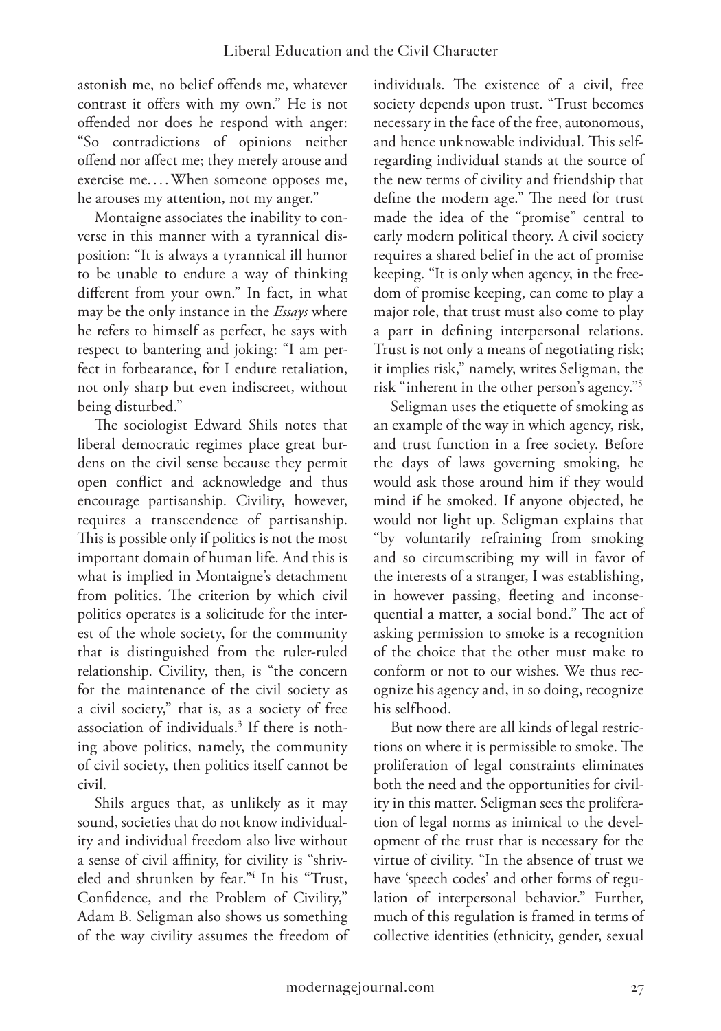astonish me, no belief offends me, whatever contrast it offers with my own." He is not offended nor does he respond with anger: "So contradictions of opinions neither offend nor affect me; they merely arouse and exercise me. . . . When someone opposes me, he arouses my attention, not my anger."

Montaigne associates the inability to converse in this manner with a tyrannical disposition: "It is always a tyrannical ill humor to be unable to endure a way of thinking different from your own." In fact, in what may be the only instance in the *Essays* where he refers to himself as perfect, he says with respect to bantering and joking: "I am perfect in forbearance, for I endure retaliation, not only sharp but even indiscreet, without being disturbed."

The sociologist Edward Shils notes that liberal democratic regimes place great burdens on the civil sense because they permit open conflict and acknowledge and thus encourage partisanship. Civility, however, requires a transcendence of partisanship. This is possible only if politics is not the most important domain of human life. And this is what is implied in Montaigne's detachment from politics. The criterion by which civil politics operates is a solicitude for the interest of the whole society, for the community that is distinguished from the ruler-ruled relationship. Civility, then, is "the concern for the maintenance of the civil society as a civil society," that is, as a society of free association of individuals.[3] If there is nothing above politics, namely, the community of civil society, then politics itself cannot be civil.

Shils argues that, as unlikely as it may sound, societies that do not know individuality and individual freedom also live without a sense of civil affinity, for civility is "shriveled and shrunken by fear."[4] In his "Trust, Confidence, and the Problem of Civility," Adam B. Seligman also shows us something of the way civility assumes the freedom of individuals. The existence of a civil, free society depends upon trust. "Trust becomes necessary in the face of the free, autonomous, and hence unknowable individual. This self-regarding individual stands at the source of the new terms of civility and friendship that define the modern age." The need for trust made the idea of the "promise" central to early modern political theory. A civil society requires a shared belief in the act of promise keeping. "It is only when agency, in the freedom of promise keeping, can come to play a major role, that trust must also come to play a part in defining interpersonal relations. Trust is not only a means of negotiating risk; it implies risk," namely, writes Seligman, the risk "inherent in the other person's agency."[5]

Seligman uses the etiquette of smoking as an example of the way in which agency, risk, and trust function in a free society. Before the days of laws governing smoking, he would ask those around him if they would mind if he smoked. If anyone objected, he would not light up. Seligman explains that "by voluntarily refraining from smoking and so circumscribing my will in favor of the interests of a stranger, I was establishing, in however passing, fleeting and inconsequential a matter, a social bond." The act of asking permission to smoke is a recognition of the choice that the other must make to conform or not to our wishes. We thus recognize his agency and, in so doing, recognize his selfhood.

But now there are all kinds of legal restrictions on where it is permissible to smoke. The proliferation of legal constraints eliminates both the need and the opportunities for civility in this matter. Seligman sees the proliferation of legal norms as inimical to the development of the trust that is necessary for the virtue of civility. "In the absence of trust we have 'speech codes' and other forms of regulation of interpersonal behavior." Further, much of this regulation is framed in terms of collective identities (ethnicity, gender, sexual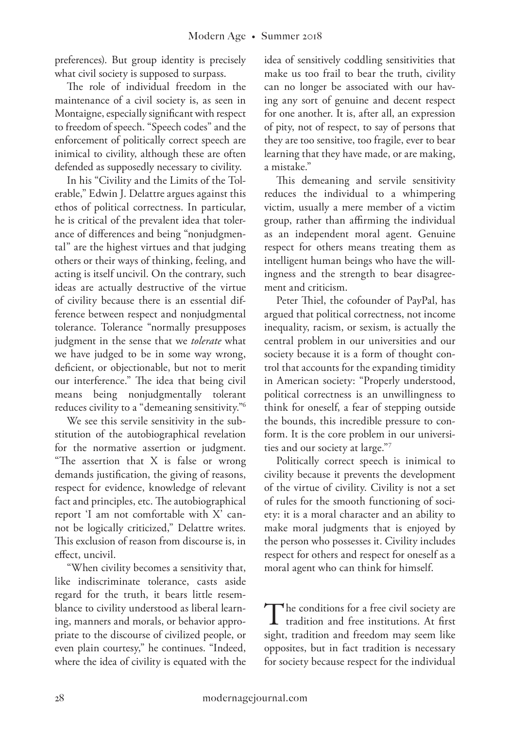preferences). But group identity is precisely what civil society is supposed to surpass.

The role of individual freedom in the maintenance of a civil society is, as seen in Montaigne, especially significant with respect to freedom of speech. "Speech codes" and the enforcement of politically correct speech are inimical to civility, although these are often defended as supposedly necessary to civility.

In his "Civility and the Limits of the Tolerable," Edwin J. Delattre argues against this ethos of political correctness. In particular, he is critical of the prevalent idea that tolerance of differences and being "nonjudgmental" are the highest virtues and that judging others or their ways of thinking, feeling, and acting is itself uncivil. On the contrary, such ideas are actually destructive of the virtue of civility because there is an essential difference between respect and nonjudgmental tolerance. Tolerance "normally presupposes judgment in the sense that we *tolerate* what we have judged to be in some way wrong, deficient, or objectionable, but not to merit our interference." The idea that being civil means being nonjudgmentally tolerant reduces civility to a "demeaning sensitivity."[6]

We see this servile sensitivity in the substitution of the autobiographical revelation for the normative assertion or judgment. "The assertion that X is false or wrong demands justification, the giving of reasons, respect for evidence, knowledge of relevant fact and principles, etc. The autobiographical report 'I am not comfortable with X' cannot be logically criticized," Delattre writes. This exclusion of reason from discourse is, in effect, uncivil.

"When civility becomes a sensitivity that, like indiscriminate tolerance, casts aside regard for the truth, it bears little resemblance to civility understood as liberal learning, manners and morals, or behavior appropriate to the discourse of civilized people, or even plain courtesy," he continues. "Indeed, where the idea of civility is equated with the idea of sensitively coddling sensitivities that make us too frail to bear the truth, civility can no longer be associated with our having any sort of genuine and decent respect for one another. It is, after all, an expression of pity, not of respect, to say of persons that they are too sensitive, too fragile, ever to bear learning that they have made, or are making, a mistake."

This demeaning and servile sensitivity reduces the individual to a whimpering victim, usually a mere member of a victim group, rather than affirming the individual as an independent moral agent. Genuine respect for others means treating them as intelligent human beings who have the willingness and the strength to bear disagreement and criticism.

Peter Thiel, the cofounder of PayPal, has argued that political correctness, not income inequality, racism, or sexism, is actually the central problem in our universities and our society because it is a form of thought control that accounts for the expanding timidity in American society: "Properly understood, political correctness is an unwillingness to think for oneself, a fear of stepping outside the bounds, this incredible pressure to conform. It is the core problem in our universities and our society at large."[7]

Politically correct speech is inimical to civility because it prevents the development of the virtue of civility. Civility is not a set of rules for the smooth functioning of society: it is a moral character and an ability to make moral judgments that is enjoyed by the person who possesses it. Civility includes respect for others and respect for oneself as a moral agent who can think for himself.

The conditions for a free civil society are tradition and free institutions. At first sight, tradition and freedom may seem like opposites, but in fact tradition is necessary for society because respect for the individual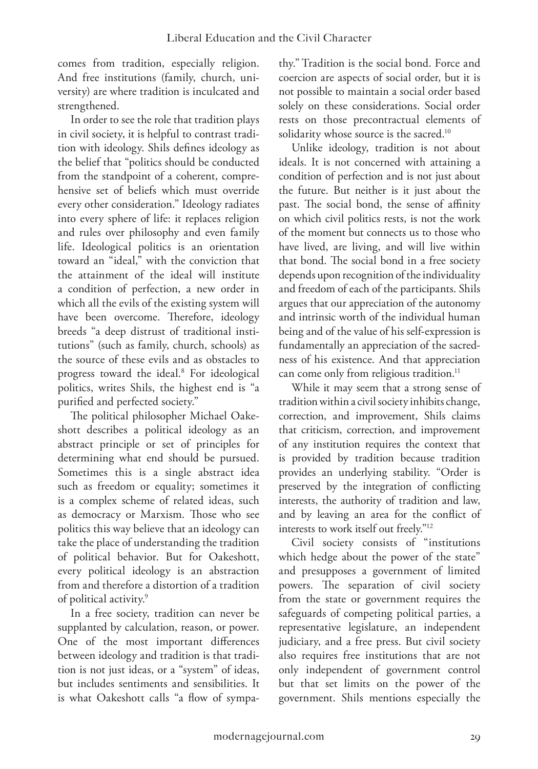comes from tradition, especially religion. And free institutions (family, church, university) are where tradition is inculcated and strengthened.

In order to see the role that tradition plays in civil society, it is helpful to contrast tradition with ideology. Shils defines ideology as the belief that "politics should be conducted from the standpoint of a coherent, comprehensive set of beliefs which must override every other consideration." Ideology radiates into every sphere of life: it replaces religion and rules over philosophy and even family life. Ideological politics is an orientation toward an "ideal," with the conviction that the attainment of the ideal will institute a condition of perfection, a new order in which all the evils of the existing system will have been overcome. Therefore, ideology breeds "a deep distrust of traditional institutions" (such as family, church, schools) as the source of these evils and as obstacles to progress toward the ideal.[8] For ideological politics, writes Shils, the highest end is "a purified and perfected society."

The political philosopher Michael Oakeshott describes a political ideology as an abstract principle or set of principles for determining what end should be pursued. Sometimes this is a single abstract idea such as freedom or equality; sometimes it is a complex scheme of related ideas, such as democracy or Marxism. Those who see politics this way believe that an ideology can take the place of understanding the tradition of political behavior. But for Oakeshott, every political ideology is an abstraction from and therefore a distortion of a tradition of political activity.[9]

In a free society, tradition can never be supplanted by calculation, reason, or power. One of the most important differences between ideology and tradition is that tradition is not just ideas, or a "system" of ideas, but includes sentiments and sensibilities. It is what Oakeshott calls "a flow of sympathy." Tradition is the social bond. Force and coercion are aspects of social order, but it is not possible to maintain a social order based solely on these considerations. Social order rests on those precontractual elements of solidarity whose source is the sacred.[10]

Unlike ideology, tradition is not about ideals. It is not concerned with attaining a condition of perfection and is not just about the future. But neither is it just about the past. The social bond, the sense of affinity on which civil politics rests, is not the work of the moment but connects us to those who have lived, are living, and will live within that bond. The social bond in a free society depends upon recognition of the individuality and freedom of each of the participants. Shils argues that our appreciation of the autonomy and intrinsic worth of the individual human being and of the value of his self-expression is fundamentally an appreciation of the sacredness of his existence. And that appreciation can come only from religious tradition.[11]

While it may seem that a strong sense of tradition within a civil society inhibits change, correction, and improvement, Shils claims that criticism, correction, and improvement of any institution requires the context that is provided by tradition because tradition provides an underlying stability. "Order is preserved by the integration of conflicting interests, the authority of tradition and law, and by leaving an area for the conflict of interests to work itself out freely."[12]

Civil society consists of "institutions which hedge about the power of the state" and presupposes a government of limited powers. The separation of civil society from the state or government requires the safeguards of competing political parties, a representative legislature, an independent judiciary, and a free press. But civil society also requires free institutions that are not only independent of government control but that set limits on the power of the government. Shils mentions especially the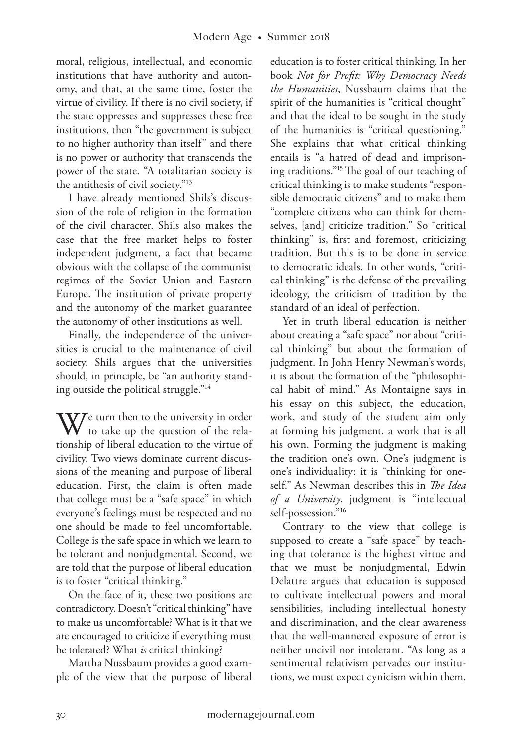moral, religious, intellectual, and economic institutions that have authority and autonomy, and that, at the same time, foster the virtue of civility. If there is no civil society, if the state oppresses and suppresses these free institutions, then "the government is subject to no higher authority than itself" and there is no power or authority that transcends the power of the state. "A totalitarian society is the antithesis of civil society."[13]

I have already mentioned Shils's discussion of the role of religion in the formation of the civil character. Shils also makes the case that the free market helps to foster independent judgment, a fact that became obvious with the collapse of the communist regimes of the Soviet Union and Eastern Europe. The institution of private property and the autonomy of the market guarantee the autonomy of other institutions as well.

Finally, the independence of the universities is crucial to the maintenance of civil society. Shils argues that the universities should, in principle, be "an authority standing outside the political struggle."[14]

We turn then to the university in order to take up the question of the relationship of liberal education to the virtue of civility. Two views dominate current discussions of the meaning and purpose of liberal education. First, the claim is often made that college must be a "safe space" in which everyone's feelings must be respected and no one should be made to feel uncomfortable. College is the safe space in which we learn to be tolerant and nonjudgmental. Second, we are told that the purpose of liberal education is to foster "critical thinking."

On the face of it, these two positions are contradictory. Doesn't "critical thinking" have to make us uncomfortable? What is it that we are encouraged to criticize if everything must be tolerated? What *is* critical thinking?

Martha Nussbaum provides a good example of the view that the purpose of liberal education is to foster critical thinking. In her book *Not for Profit: Why Democracy Needs the Humanities*, Nussbaum claims that the spirit of the humanities is "critical thought" and that the ideal to be sought in the study of the humanities is "critical questioning." She explains that what critical thinking entails is "a hatred of dead and imprisoning traditions."[15] The goal of our teaching of critical thinking is to make students "responsible democratic citizens" and to make them "complete citizens who can think for themselves, [and] criticize tradition." So "critical thinking" is, first and foremost, criticizing tradition. But this is to be done in service to democratic ideals. In other words, "critical thinking" is the defense of the prevailing ideology, the criticism of tradition by the standard of an ideal of perfection.

Yet in truth liberal education is neither about creating a "safe space" nor about "critical thinking" but about the formation of judgment. In John Henry Newman's words, it is about the formation of the "philosophical habit of mind." As Montaigne says in his essay on this subject, the education, work, and study of the student aim only at forming his judgment, a work that is all his own. Forming the judgment is making the tradition one's own. One's judgment is one's individuality: it is "thinking for oneself." As Newman describes this in *The Idea of a University*, judgment is "intellectual self-possession."[16]

Contrary to the view that college is supposed to create a "safe space" by teaching that tolerance is the highest virtue and that we must be nonjudgmental, Edwin Delattre argues that education is supposed to cultivate intellectual powers and moral sensibilities, including intellectual honesty and discrimination, and the clear awareness that the well-mannered exposure of error is neither uncivil nor intolerant. "As long as a sentimental relativism pervades our institutions, we must expect cynicism within them,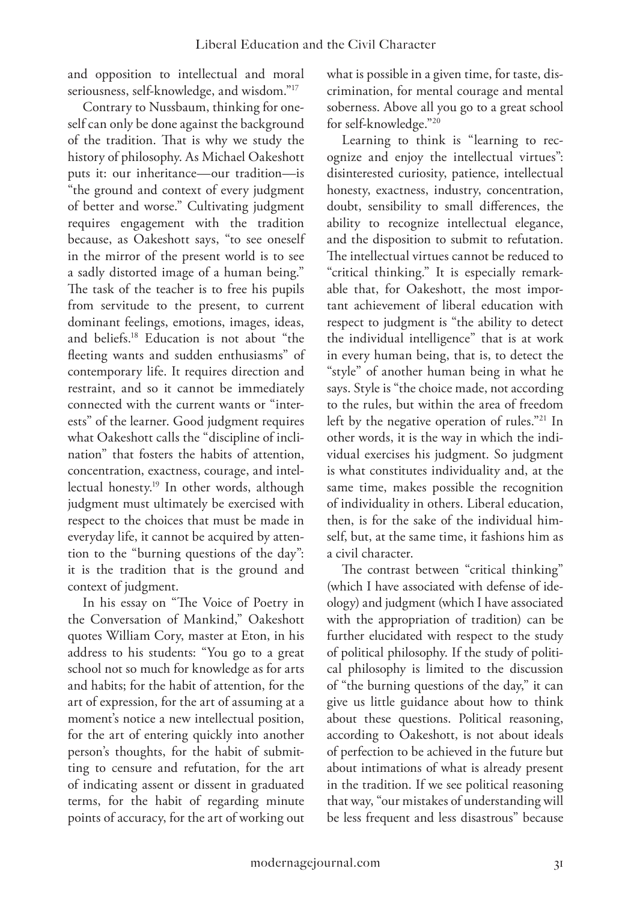and opposition to intellectual and moral seriousness, self-knowledge, and wisdom."[17]

Contrary to Nussbaum, thinking for oneself can only be done against the background of the tradition. That is why we study the history of philosophy. As Michael Oakeshott puts it: our inheritance—our tradition—is "the ground and context of every judgment of better and worse." Cultivating judgment requires engagement with the tradition because, as Oakeshott says, "to see oneself in the mirror of the present world is to see a sadly distorted image of a human being." The task of the teacher is to free his pupils from servitude to the present, to current dominant feelings, emotions, images, ideas, and beliefs.[18] Education is not about "the fleeting wants and sudden enthusiasms" of contemporary life. It requires direction and restraint, and so it cannot be immediately connected with the current wants or "interests" of the learner. Good judgment requires what Oakeshott calls the "discipline of inclination" that fosters the habits of attention, concentration, exactness, courage, and intellectual honesty.[19] In other words, although judgment must ultimately be exercised with respect to the choices that must be made in everyday life, it cannot be acquired by attention to the "burning questions of the day": it is the tradition that is the ground and context of judgment.

In his essay on "The Voice of Poetry in the Conversation of Mankind," Oakeshott quotes William Cory, master at Eton, in his address to his students: "You go to a great school not so much for knowledge as for arts and habits; for the habit of attention, for the art of expression, for the art of assuming at a moment's notice a new intellectual position, for the art of entering quickly into another person's thoughts, for the habit of submitting to censure and refutation, for the art of indicating assent or dissent in graduated terms, for the habit of regarding minute points of accuracy, for the art of working out what is possible in a given time, for taste, discrimination, for mental courage and mental soberness. Above all you go to a great school for self-knowledge."[20]

Learning to think is "learning to recognize and enjoy the intellectual virtues": disinterested curiosity, patience, intellectual honesty, exactness, industry, concentration, doubt, sensibility to small differences, the ability to recognize intellectual elegance, and the disposition to submit to refutation. The intellectual virtues cannot be reduced to "critical thinking." It is especially remarkable that, for Oakeshott, the most important achievement of liberal education with respect to judgment is "the ability to detect the individual intelligence" that is at work in every human being, that is, to detect the "style" of another human being in what he says. Style is "the choice made, not according to the rules, but within the area of freedom left by the negative operation of rules."[21] In other words, it is the way in which the individual exercises his judgment. So judgment is what constitutes individuality and, at the same time, makes possible the recognition of individuality in others. Liberal education, then, is for the sake of the individual himself, but, at the same time, it fashions him as a civil character.

The contrast between "critical thinking" (which I have associated with defense of ideology) and judgment (which I have associated with the appropriation of tradition) can be further elucidated with respect to the study of political philosophy. If the study of political philosophy is limited to the discussion of "the burning questions of the day," it can give us little guidance about how to think about these questions. Political reasoning, according to Oakeshott, is not about ideals of perfection to be achieved in the future but about intimations of what is already present in the tradition. If we see political reasoning that way, "our mistakes of understanding will be less frequent and less disastrous" because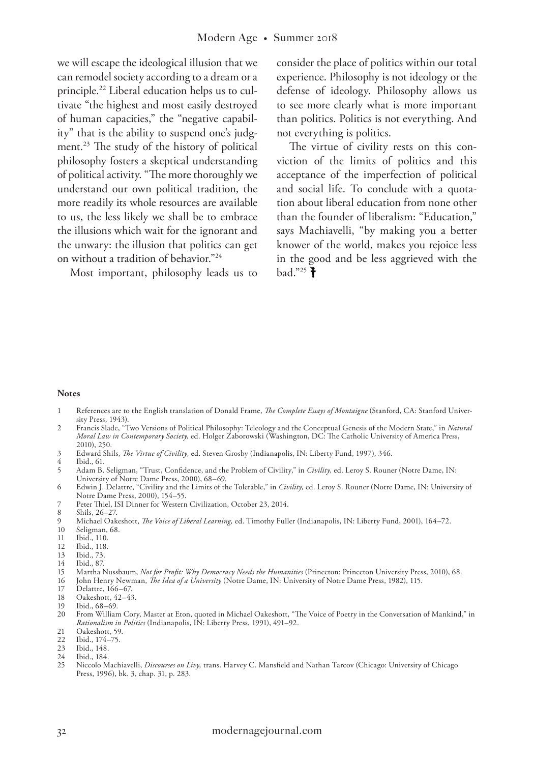we will escape the ideological illusion that we can remodel society according to a dream or a principle.[22] Liberal education helps us to cultivate "the highest and most easily destroyed of human capacities," the "negative capability" that is the ability to suspend one's judgment.[23] The study of the history of political philosophy fosters a skeptical understanding of political activity. "The more thoroughly we understand our own political tradition, the more readily its whole resources are available to us, the less likely we shall be to embrace the illusions which wait for the ignorant and the unwary: the illusion that politics can get on without a tradition of behavior."[24]

Most important, philosophy leads us to consider the place of politics within our total experience. Philosophy is not ideology or the defense of ideology. Philosophy allows us to see more clearly what is more important than politics. Politics is not everything. And not everything is politics.

The virtue of civility rests on this conviction of the limits of politics and this acceptance of the imperfection of political and social life. To conclude with a quotation about liberal education from none other than the founder of liberalism: "Education," says Machiavelli, "by making you a better knower of the world, makes you rejoice less in the good and be less aggrieved with the bad."[25]

**Notes**

1 References are to the English translation of Donald Frame, *The Complete Essays of Montaigne* (Stanford, CA: Stanford University Press, 1943).
2 Francis Slade, "Two Versions of Political Philosophy: Teleology and the Conceptual Genesis of the Modern State," in *Natural Moral Law in Contemporary Society,* ed. Holger Zaborowski (Washington, DC: The Catholic University of America Press, 2010), 250.
3 Edward Shils, *The Virtue of Civility,* ed. Steven Grosby (Indianapolis, IN: Liberty Fund, 1997), 346.
4 Ibid., 61.
5 Adam B. Seligman, "Trust, Confidence, and the Problem of Civility," in *Civility,* ed. Leroy S. Rouner (Notre Dame, IN: University of Notre Dame Press, 2000), 68–69.
6 Edwin J. Delattre, "Civility and the Limits of the Tolerable," in *Civility,* ed. Leroy S. Rouner (Notre Dame, IN: University of Notre Dame Press, 2000), 154–55.
7 Peter Thiel, ISI Dinner for Western Civilization, October 23, 2014.
8 Shils, 26–27.
9 Michael Oakeshott, *The Voice of Liberal Learning,* ed. Timothy Fuller (Indianapolis, IN: Liberty Fund, 2001), 164–72.
10 Seligman, 68.
11 Ibid., 110.
12 Ibid., 118.
13 Ibid., 73.
14 Ibid., 87.
15 Martha Nussbaum, *Not for Profit: Why Democracy Needs the Humanities* (Princeton: Princeton University Press, 2010), 68.
16 John Henry Newman, *The Idea of a University* (Notre Dame, IN: University of Notre Dame Press, 1982), 115.
17 Delattre, 166–67.
18 Oakeshott, 42–43.
19 Ibid., 68–69.
20 From William Cory, Master at Eton, quoted in Michael Oakeshott, "The Voice of Poetry in the Conversation of Mankind," in *Rationalism in Politics* (Indianapolis, IN: Liberty Press, 1991), 491–92.
21 Oakeshott, 59.
22 Ibid., 174–75.
23 Ibid., 148.
24 Ibid., 184.
25 Niccolo Machiavelli, *Discourses on Livy,* trans. Harvey C. Mansfield and Nathan Tarcov (Chicago: University of Chicago Press, 1996), bk. 3, chap. 31, p. 283.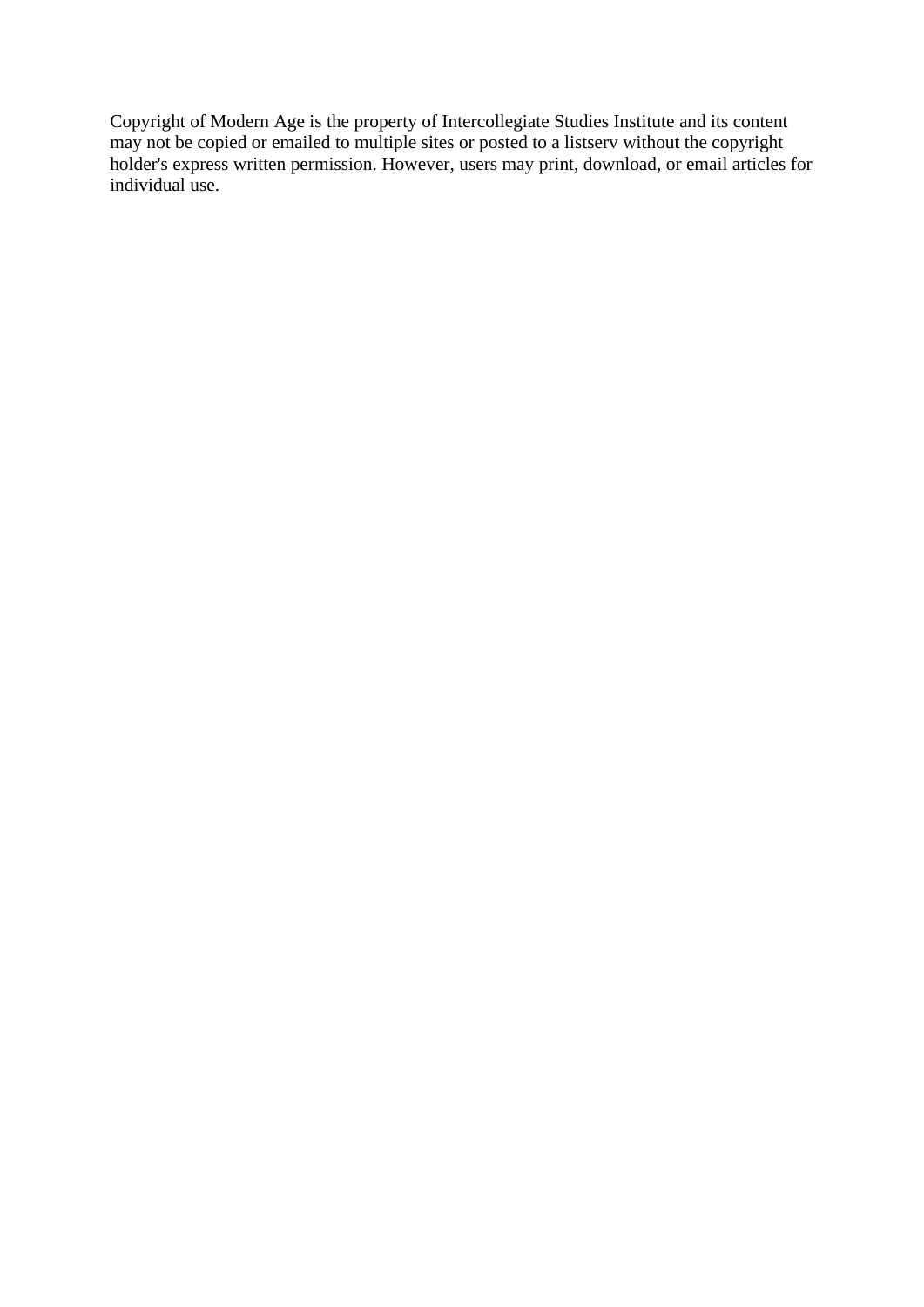Copyright of Modern Age is the property of Intercollegiate Studies Institute and its content may not be copied or emailed to multiple sites or posted to a listserv without the copyright holder's express written permission. However, users may print, download, or email articles for individual use.